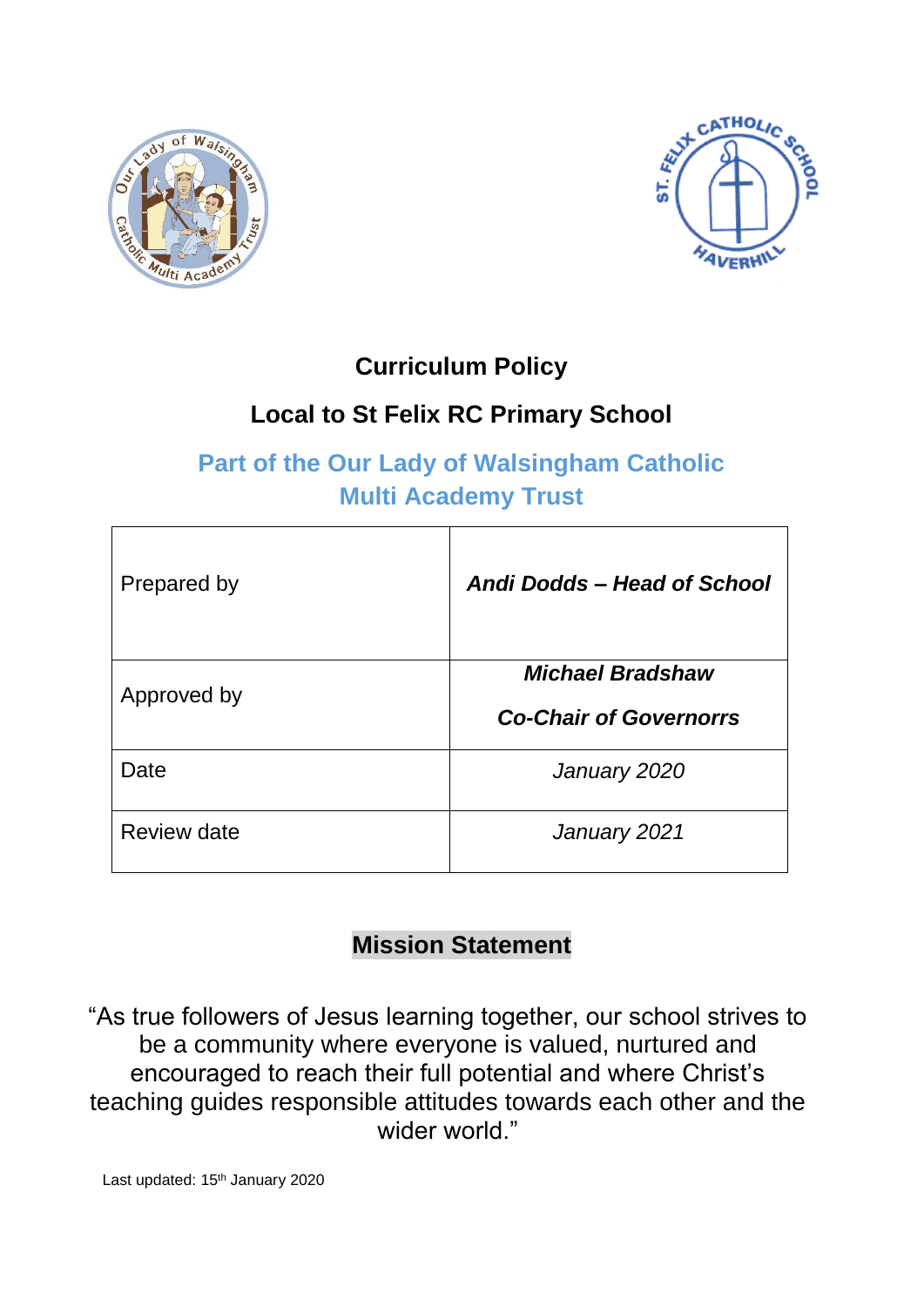# Curriculum Policy

## Local to St Felix RC Primary School

## Part of the Our Lady of Walsingham Catholic Multi Academy Trust

| | |
|---|---|
| Prepared by | ***Andi Dodds – Head of School*** |
| Approved by | ***Michael Bradshaw*** <br> ***Co-Chair of Governorrs*** |
| Date | *January 2020* |
| Review date | *January 2021* |

## Mission Statement

"As true followers of Jesus learning together, our school strives to be a community where everyone is valued, nurtured and encouraged to reach their full potential and where Christ's teaching guides responsible attitudes towards each other and the wider world."

Last updated: 15th January 2020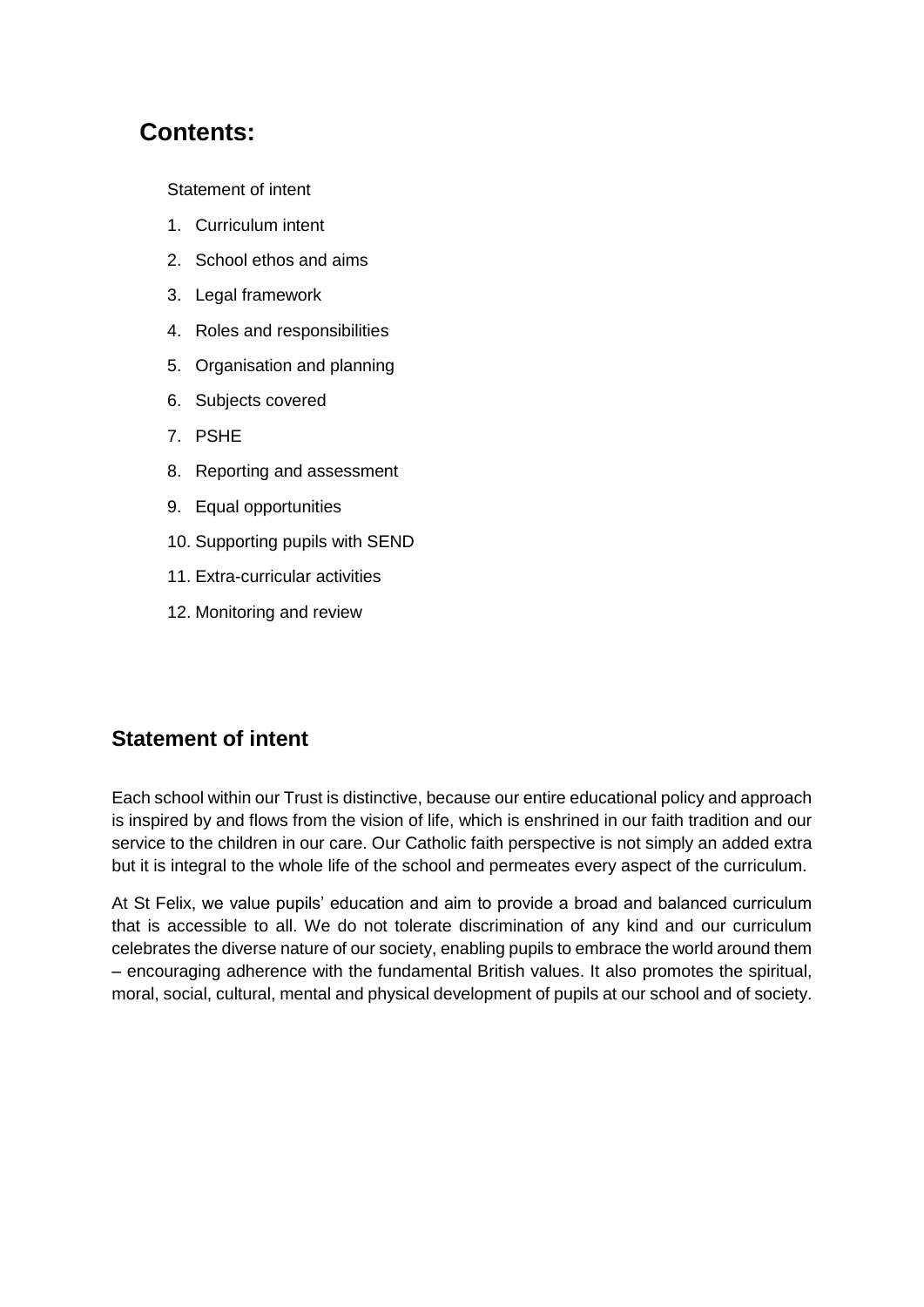## Contents:

Statement of intent

1. Curriculum intent
2. School ethos and aims
3. Legal framework
4. Roles and responsibilities
5. Organisation and planning
6. Subjects covered
7. PSHE
8. Reporting and assessment
9. Equal opportunities
10. Supporting pupils with SEND
11. Extra-curricular activities
12. Monitoring and review

## Statement of intent

Each school within our Trust is distinctive, because our entire educational policy and approach is inspired by and flows from the vision of life, which is enshrined in our faith tradition and our service to the children in our care. Our Catholic faith perspective is not simply an added extra but it is integral to the whole life of the school and permeates every aspect of the curriculum.

At St Felix, we value pupils' education and aim to provide a broad and balanced curriculum that is accessible to all. We do not tolerate discrimination of any kind and our curriculum celebrates the diverse nature of our society, enabling pupils to embrace the world around them – encouraging adherence with the fundamental British values. It also promotes the spiritual, moral, social, cultural, mental and physical development of pupils at our school and of society.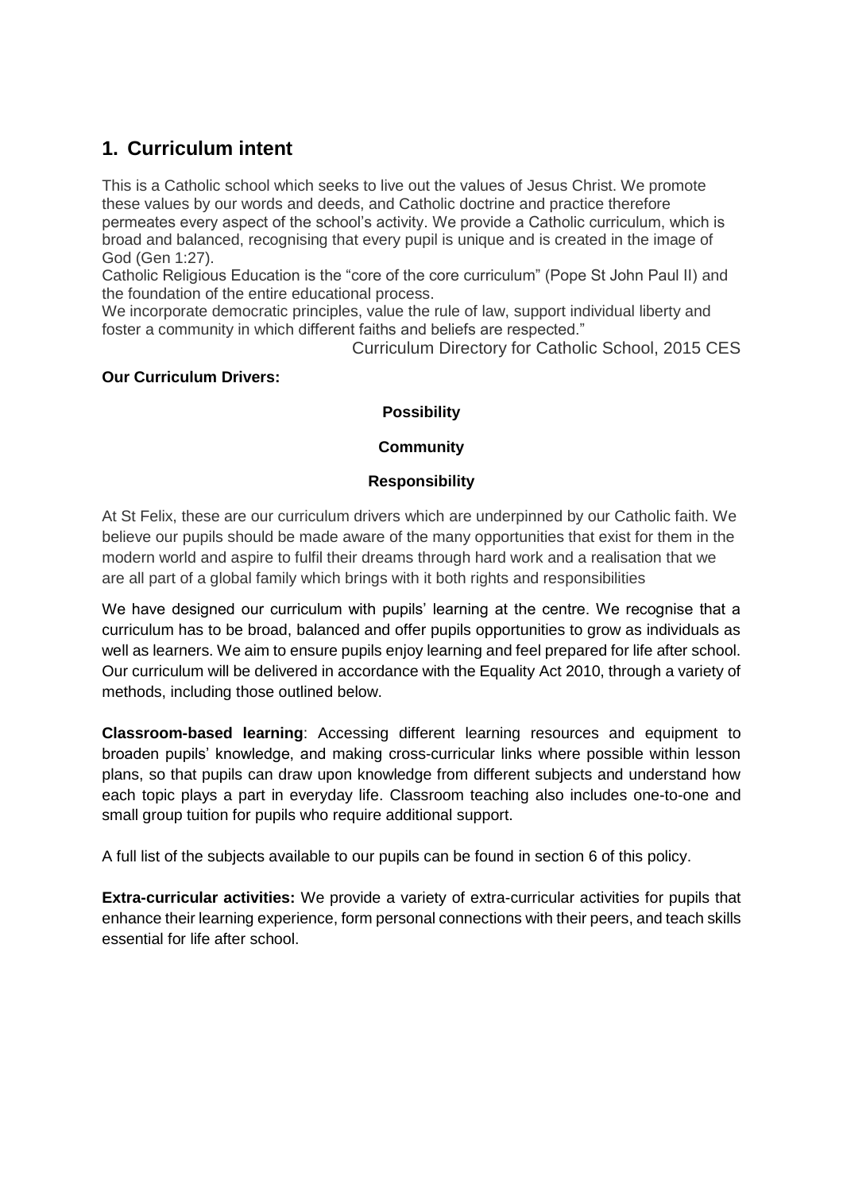## 1. Curriculum intent

This is a Catholic school which seeks to live out the values of Jesus Christ. We promote these values by our words and deeds, and Catholic doctrine and practice therefore permeates every aspect of the school's activity. We provide a Catholic curriculum, which is broad and balanced, recognising that every pupil is unique and is created in the image of God (Gen 1:27).

Catholic Religious Education is the "core of the core curriculum" (Pope St John Paul II) and the foundation of the entire educational process.

We incorporate democratic principles, value the rule of law, support individual liberty and foster a community in which different faiths and beliefs are respected."

Curriculum Directory for Catholic School, 2015 CES

**Our Curriculum Drivers:**

**Possibility**

**Community**

**Responsibility**

At St Felix, these are our curriculum drivers which are underpinned by our Catholic faith. We believe our pupils should be made aware of the many opportunities that exist for them in the modern world and aspire to fulfil their dreams through hard work and a realisation that we are all part of a global family which brings with it both rights and responsibilities

We have designed our curriculum with pupils' learning at the centre. We recognise that a curriculum has to be broad, balanced and offer pupils opportunities to grow as individuals as well as learners. We aim to ensure pupils enjoy learning and feel prepared for life after school. Our curriculum will be delivered in accordance with the Equality Act 2010, through a variety of methods, including those outlined below.

**Classroom-based learning**: Accessing different learning resources and equipment to broaden pupils' knowledge, and making cross-curricular links where possible within lesson plans, so that pupils can draw upon knowledge from different subjects and understand how each topic plays a part in everyday life. Classroom teaching also includes one-to-one and small group tuition for pupils who require additional support.

A full list of the subjects available to our pupils can be found in section 6 of this policy.

**Extra-curricular activities:** We provide a variety of extra-curricular activities for pupils that enhance their learning experience, form personal connections with their peers, and teach skills essential for life after school.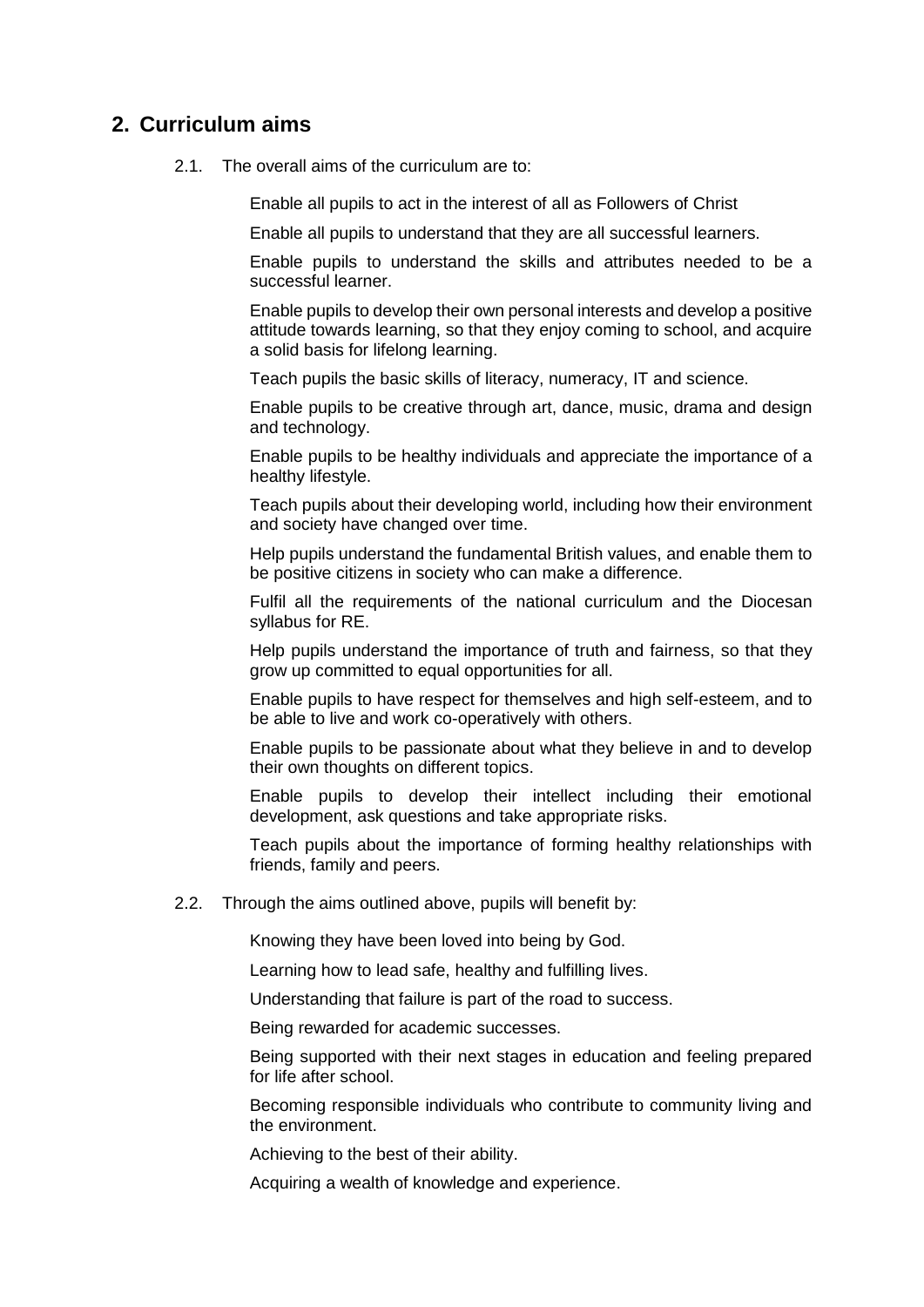## 2. Curriculum aims

2.1. The overall aims of the curriculum are to:

- Enable all pupils to act in the interest of all as Followers of Christ
- Enable all pupils to understand that they are all successful learners.
- Enable pupils to understand the skills and attributes needed to be a successful learner.
- Enable pupils to develop their own personal interests and develop a positive attitude towards learning, so that they enjoy coming to school, and acquire a solid basis for lifelong learning.
- Teach pupils the basic skills of literacy, numeracy, IT and science.
- Enable pupils to be creative through art, dance, music, drama and design and technology.
- Enable pupils to be healthy individuals and appreciate the importance of a healthy lifestyle.
- Teach pupils about their developing world, including how their environment and society have changed over time.
- Help pupils understand the fundamental British values, and enable them to be positive citizens in society who can make a difference.
- Fulfil all the requirements of the national curriculum and the Diocesan syllabus for RE.
- Help pupils understand the importance of truth and fairness, so that they grow up committed to equal opportunities for all.
- Enable pupils to have respect for themselves and high self-esteem, and to be able to live and work co-operatively with others.
- Enable pupils to be passionate about what they believe in and to develop their own thoughts on different topics.
- Enable pupils to develop their intellect including their emotional development, ask questions and take appropriate risks.
- Teach pupils about the importance of forming healthy relationships with friends, family and peers.

2.2. Through the aims outlined above, pupils will benefit by:

- Knowing they have been loved into being by God.
- Learning how to lead safe, healthy and fulfilling lives.
- Understanding that failure is part of the road to success.
- Being rewarded for academic successes.
- Being supported with their next stages in education and feeling prepared for life after school.
- Becoming responsible individuals who contribute to community living and the environment.
- Achieving to the best of their ability.
- Acquiring a wealth of knowledge and experience.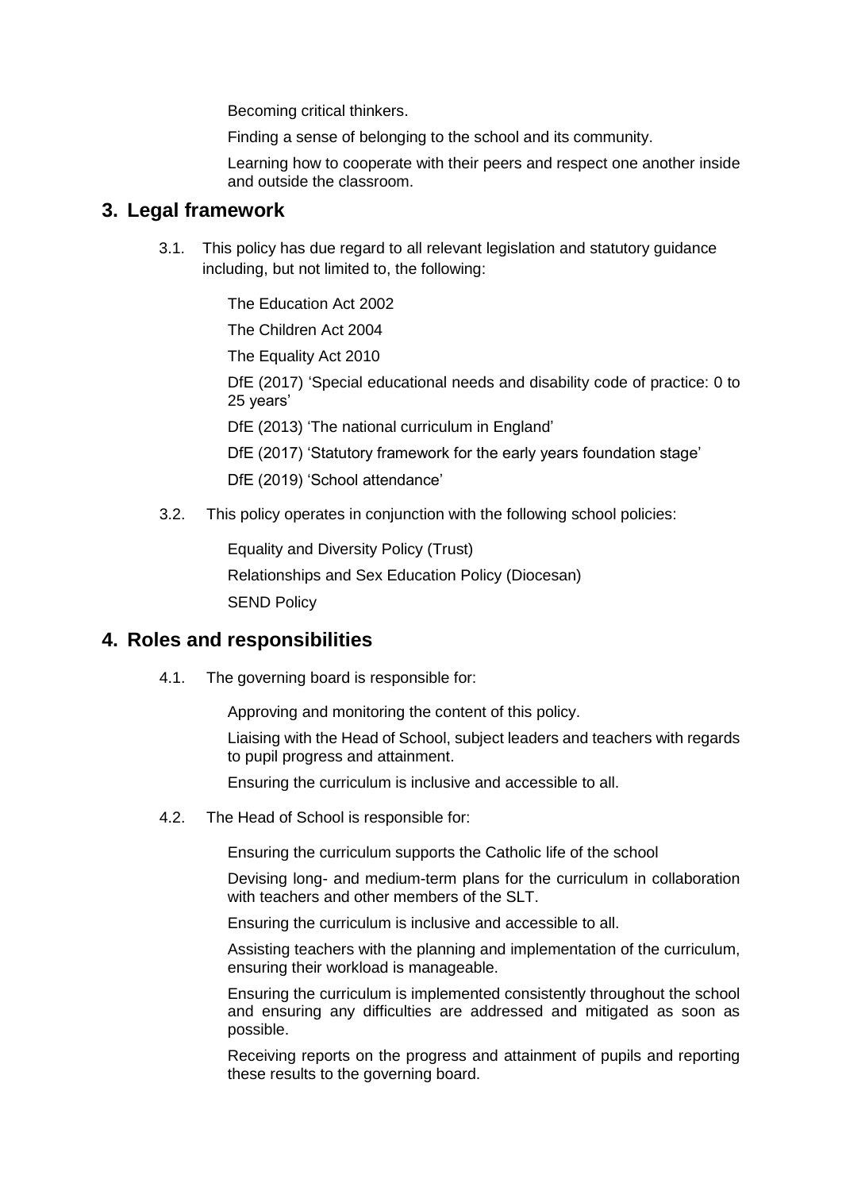- Becoming critical thinkers.
- Finding a sense of belonging to the school and its community.
- Learning how to cooperate with their peers and respect one another inside and outside the classroom.

## 3. Legal framework

3.1. This policy has due regard to all relevant legislation and statutory guidance including, but not limited to, the following:

- The Education Act 2002
- The Children Act 2004
- The Equality Act 2010
- DfE (2017) 'Special educational needs and disability code of practice: 0 to 25 years'
- DfE (2013) 'The national curriculum in England'
- DfE (2017) 'Statutory framework for the early years foundation stage'
- DfE (2019) 'School attendance'

3.2. This policy operates in conjunction with the following school policies:

- Equality and Diversity Policy (Trust)
- Relationships and Sex Education Policy (Diocesan)
- SEND Policy

## 4. Roles and responsibilities

4.1. The governing board is responsible for:

- Approving and monitoring the content of this policy.
- Liaising with the Head of School, subject leaders and teachers with regards to pupil progress and attainment.
- Ensuring the curriculum is inclusive and accessible to all.

4.2. The Head of School is responsible for:

- Ensuring the curriculum supports the Catholic life of the school
- Devising long- and medium-term plans for the curriculum in collaboration with teachers and other members of the SLT.
- Ensuring the curriculum is inclusive and accessible to all.
- Assisting teachers with the planning and implementation of the curriculum, ensuring their workload is manageable.
- Ensuring the curriculum is implemented consistently throughout the school and ensuring any difficulties are addressed and mitigated as soon as possible.
- Receiving reports on the progress and attainment of pupils and reporting these results to the governing board.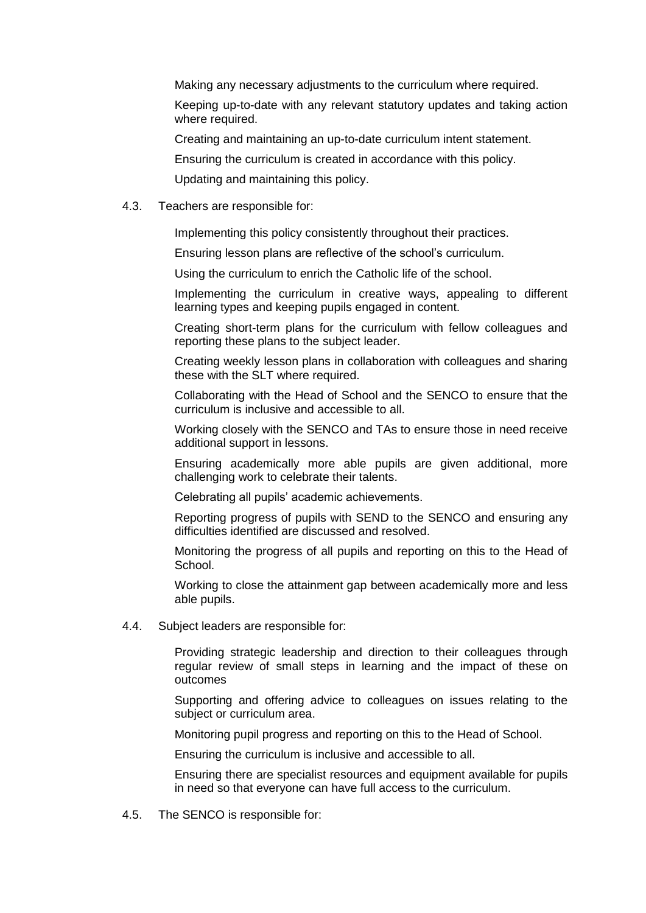- Making any necessary adjustments to the curriculum where required.
- Keeping up-to-date with any relevant statutory updates and taking action where required.
- Creating and maintaining an up-to-date curriculum intent statement.
- Ensuring the curriculum is created in accordance with this policy.
- Updating and maintaining this policy.

4.3. Teachers are responsible for:

- Implementing this policy consistently throughout their practices.
- Ensuring lesson plans are reflective of the school's curriculum.
- Using the curriculum to enrich the Catholic life of the school.
- Implementing the curriculum in creative ways, appealing to different learning types and keeping pupils engaged in content.
- Creating short-term plans for the curriculum with fellow colleagues and reporting these plans to the subject leader.
- Creating weekly lesson plans in collaboration with colleagues and sharing these with the SLT where required.
- Collaborating with the Head of School and the SENCO to ensure that the curriculum is inclusive and accessible to all.
- Working closely with the SENCO and TAs to ensure those in need receive additional support in lessons.
- Ensuring academically more able pupils are given additional, more challenging work to celebrate their talents.
- Celebrating all pupils' academic achievements.
- Reporting progress of pupils with SEND to the SENCO and ensuring any difficulties identified are discussed and resolved.
- Monitoring the progress of all pupils and reporting on this to the Head of School.
- Working to close the attainment gap between academically more and less able pupils.

4.4. Subject leaders are responsible for:

- Providing strategic leadership and direction to their colleagues through regular review of small steps in learning and the impact of these on outcomes
- Supporting and offering advice to colleagues on issues relating to the subject or curriculum area.
- Monitoring pupil progress and reporting on this to the Head of School.
- Ensuring the curriculum is inclusive and accessible to all.
- Ensuring there are specialist resources and equipment available for pupils in need so that everyone can have full access to the curriculum.

4.5. The SENCO is responsible for: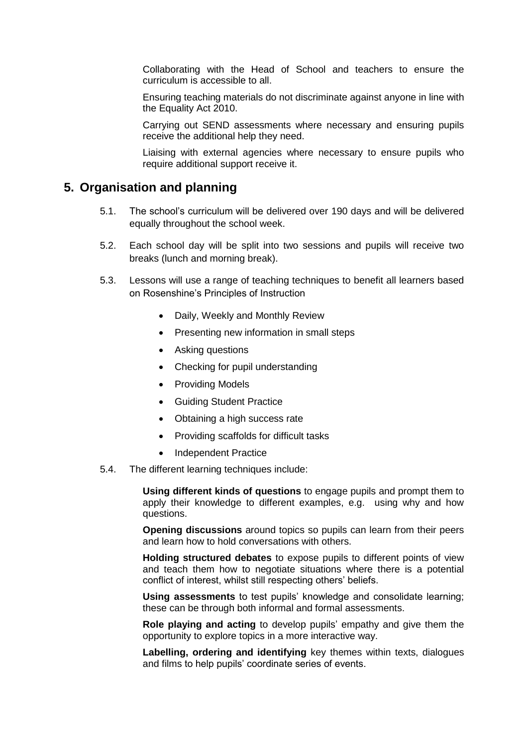Collaborating with the Head of School and teachers to ensure the curriculum is accessible to all.

Ensuring teaching materials do not discriminate against anyone in line with the Equality Act 2010.

Carrying out SEND assessments where necessary and ensuring pupils receive the additional help they need.

Liaising with external agencies where necessary to ensure pupils who require additional support receive it.

## 5. Organisation and planning

5.1. The school's curriculum will be delivered over 190 days and will be delivered equally throughout the school week.

5.2. Each school day will be split into two sessions and pupils will receive two breaks (lunch and morning break).

5.3. Lessons will use a range of teaching techniques to benefit all learners based on Rosenshine's Principles of Instruction

- Daily, Weekly and Monthly Review
- Presenting new information in small steps
- Asking questions
- Checking for pupil understanding
- Providing Models
- Guiding Student Practice
- Obtaining a high success rate
- Providing scaffolds for difficult tasks
- Independent Practice

5.4. The different learning techniques include:

**Using different kinds of questions** to engage pupils and prompt them to apply their knowledge to different examples, e.g. using why and how questions.

**Opening discussions** around topics so pupils can learn from their peers and learn how to hold conversations with others.

**Holding structured debates** to expose pupils to different points of view and teach them how to negotiate situations where there is a potential conflict of interest, whilst still respecting others' beliefs.

**Using assessments** to test pupils' knowledge and consolidate learning; these can be through both informal and formal assessments.

**Role playing and acting** to develop pupils' empathy and give them the opportunity to explore topics in a more interactive way.

**Labelling, ordering and identifying** key themes within texts, dialogues and films to help pupils' coordinate series of events.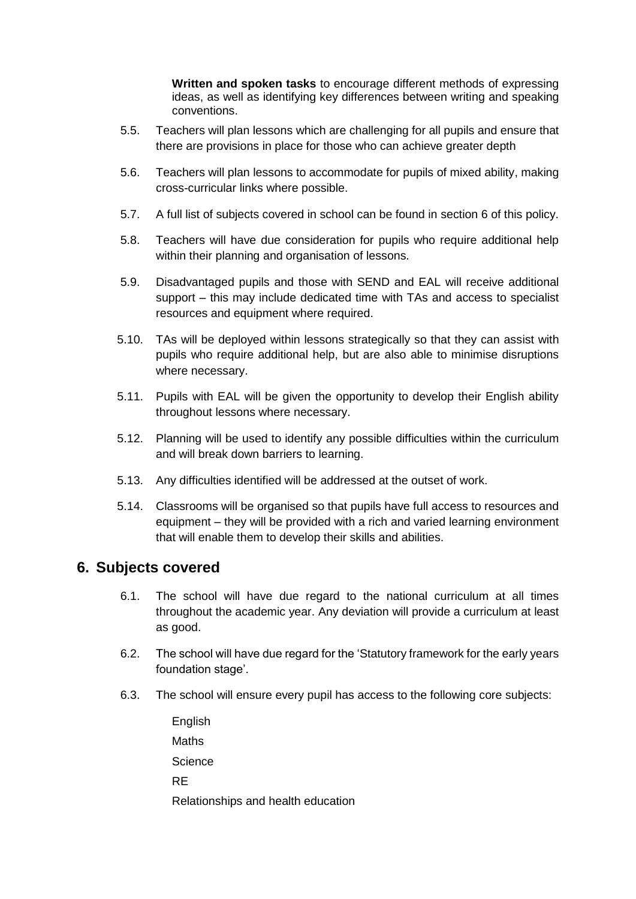**Written and spoken tasks** to encourage different methods of expressing ideas, as well as identifying key differences between writing and speaking conventions.

5.5. Teachers will plan lessons which are challenging for all pupils and ensure that there are provisions in place for those who can achieve greater depth

5.6. Teachers will plan lessons to accommodate for pupils of mixed ability, making cross-curricular links where possible.

5.7. A full list of subjects covered in school can be found in section 6 of this policy.

5.8. Teachers will have due consideration for pupils who require additional help within their planning and organisation of lessons.

5.9. Disadvantaged pupils and those with SEND and EAL will receive additional support – this may include dedicated time with TAs and access to specialist resources and equipment where required.

5.10. TAs will be deployed within lessons strategically so that they can assist with pupils who require additional help, but are also able to minimise disruptions where necessary.

5.11. Pupils with EAL will be given the opportunity to develop their English ability throughout lessons where necessary.

5.12. Planning will be used to identify any possible difficulties within the curriculum and will break down barriers to learning.

5.13. Any difficulties identified will be addressed at the outset of work.

5.14. Classrooms will be organised so that pupils have full access to resources and equipment – they will be provided with a rich and varied learning environment that will enable them to develop their skills and abilities.

## 6. Subjects covered

6.1. The school will have due regard to the national curriculum at all times throughout the academic year. Any deviation will provide a curriculum at least as good.

6.2. The school will have due regard for the 'Statutory framework for the early years foundation stage'.

6.3. The school will ensure every pupil has access to the following core subjects:

- English
- Maths
- Science
- RE
- Relationships and health education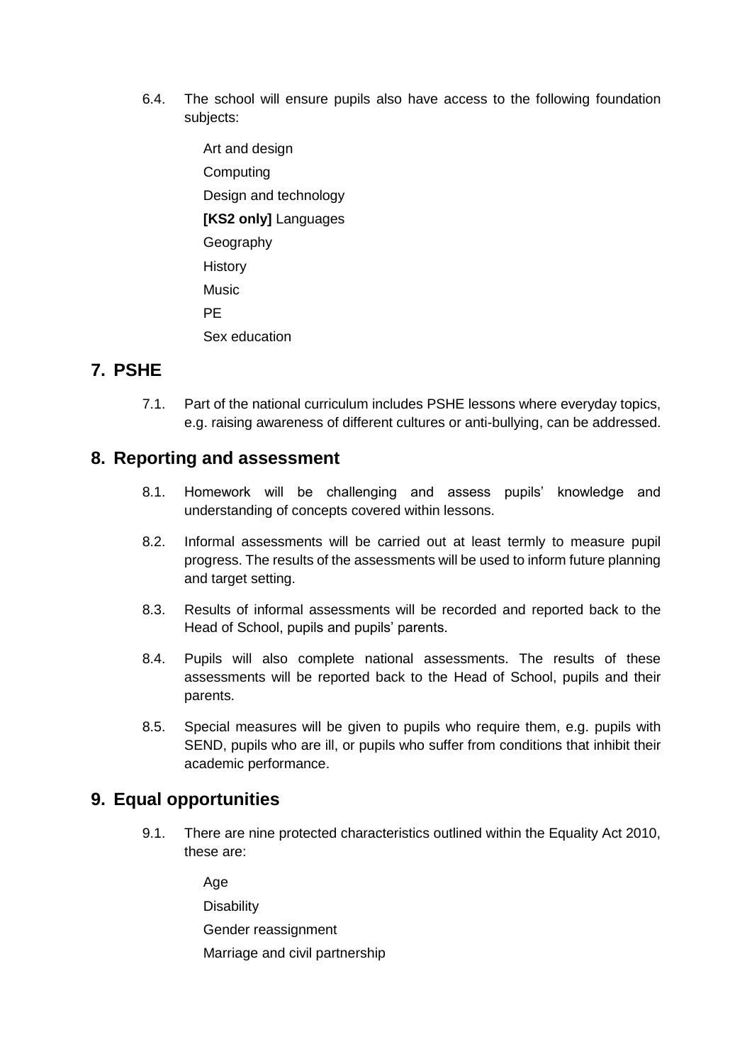6.4. The school will ensure pupils also have access to the following foundation subjects:

- Art and design
- Computing
- Design and technology
- **[KS2 only]** Languages
- Geography
- History
- Music
- PE
- Sex education

## 7. PSHE

7.1. Part of the national curriculum includes PSHE lessons where everyday topics, e.g. raising awareness of different cultures or anti-bullying, can be addressed.

## 8. Reporting and assessment

8.1. Homework will be challenging and assess pupils' knowledge and understanding of concepts covered within lessons.

8.2. Informal assessments will be carried out at least termly to measure pupil progress. The results of the assessments will be used to inform future planning and target setting.

8.3. Results of informal assessments will be recorded and reported back to the Head of School, pupils and pupils' parents.

8.4. Pupils will also complete national assessments. The results of these assessments will be reported back to the Head of School, pupils and their parents.

8.5. Special measures will be given to pupils who require them, e.g. pupils with SEND, pupils who are ill, or pupils who suffer from conditions that inhibit their academic performance.

## 9. Equal opportunities

9.1. There are nine protected characteristics outlined within the Equality Act 2010, these are:

- Age
- Disability
- Gender reassignment
- Marriage and civil partnership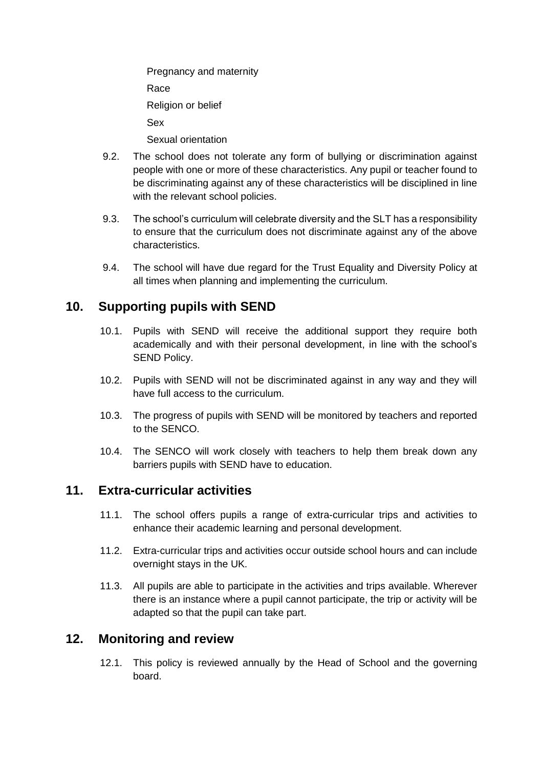- Pregnancy and maternity
- Race
- Religion or belief
- Sex
- Sexual orientation

9.2. The school does not tolerate any form of bullying or discrimination against people with one or more of these characteristics. Any pupil or teacher found to be discriminating against any of these characteristics will be disciplined in line with the relevant school policies.

9.3. The school's curriculum will celebrate diversity and the SLT has a responsibility to ensure that the curriculum does not discriminate against any of the above characteristics.

9.4. The school will have due regard for the Trust Equality and Diversity Policy at all times when planning and implementing the curriculum.

## 10. Supporting pupils with SEND

10.1. Pupils with SEND will receive the additional support they require both academically and with their personal development, in line with the school's SEND Policy.

10.2. Pupils with SEND will not be discriminated against in any way and they will have full access to the curriculum.

10.3. The progress of pupils with SEND will be monitored by teachers and reported to the SENCO.

10.4. The SENCO will work closely with teachers to help them break down any barriers pupils with SEND have to education.

## 11. Extra-curricular activities

11.1. The school offers pupils a range of extra-curricular trips and activities to enhance their academic learning and personal development.

11.2. Extra-curricular trips and activities occur outside school hours and can include overnight stays in the UK.

11.3. All pupils are able to participate in the activities and trips available. Wherever there is an instance where a pupil cannot participate, the trip or activity will be adapted so that the pupil can take part.

## 12. Monitoring and review

12.1. This policy is reviewed annually by the Head of School and the governing board.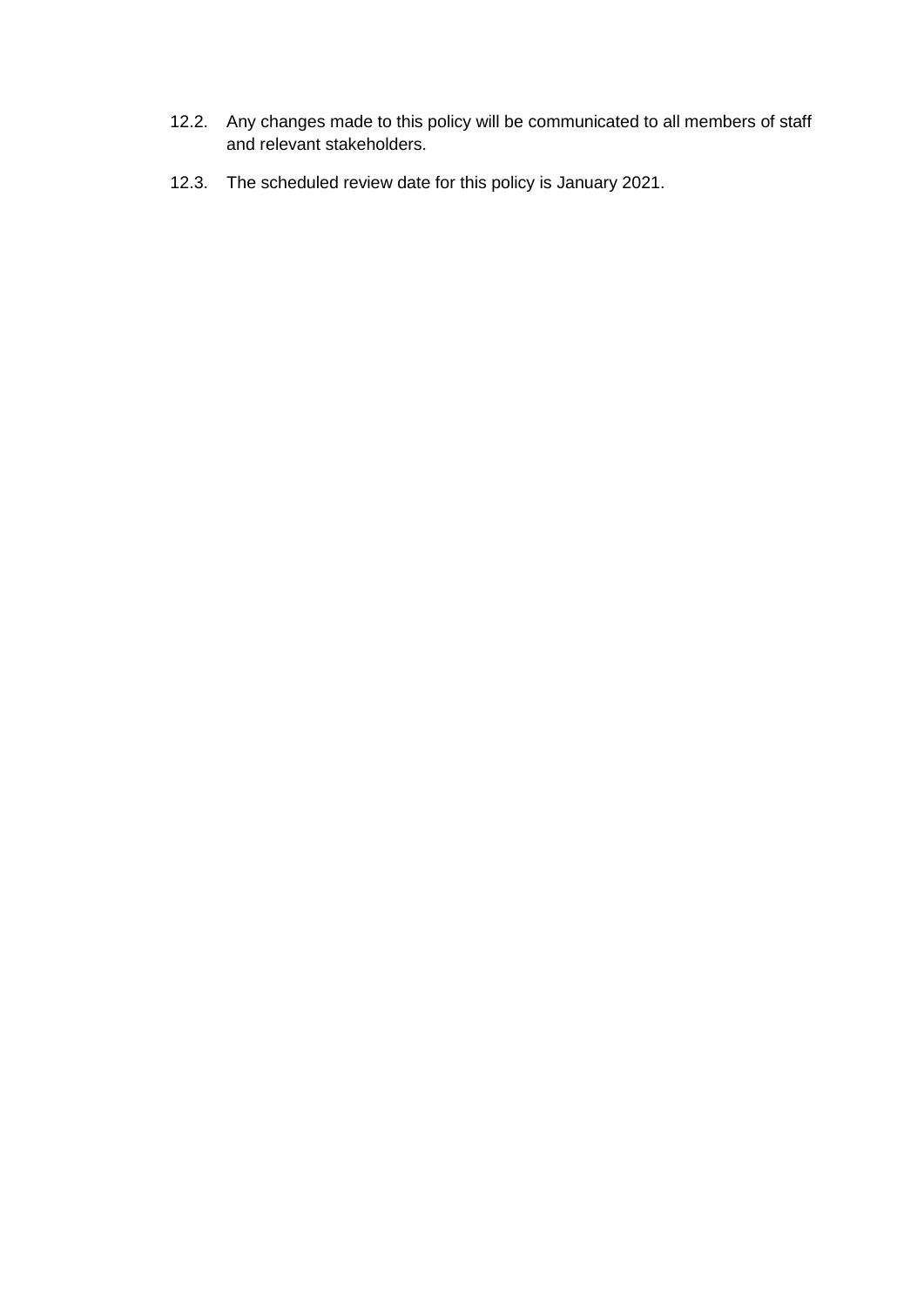12.2. Any changes made to this policy will be communicated to all members of staff and relevant stakeholders.

12.3. The scheduled review date for this policy is January 2021.